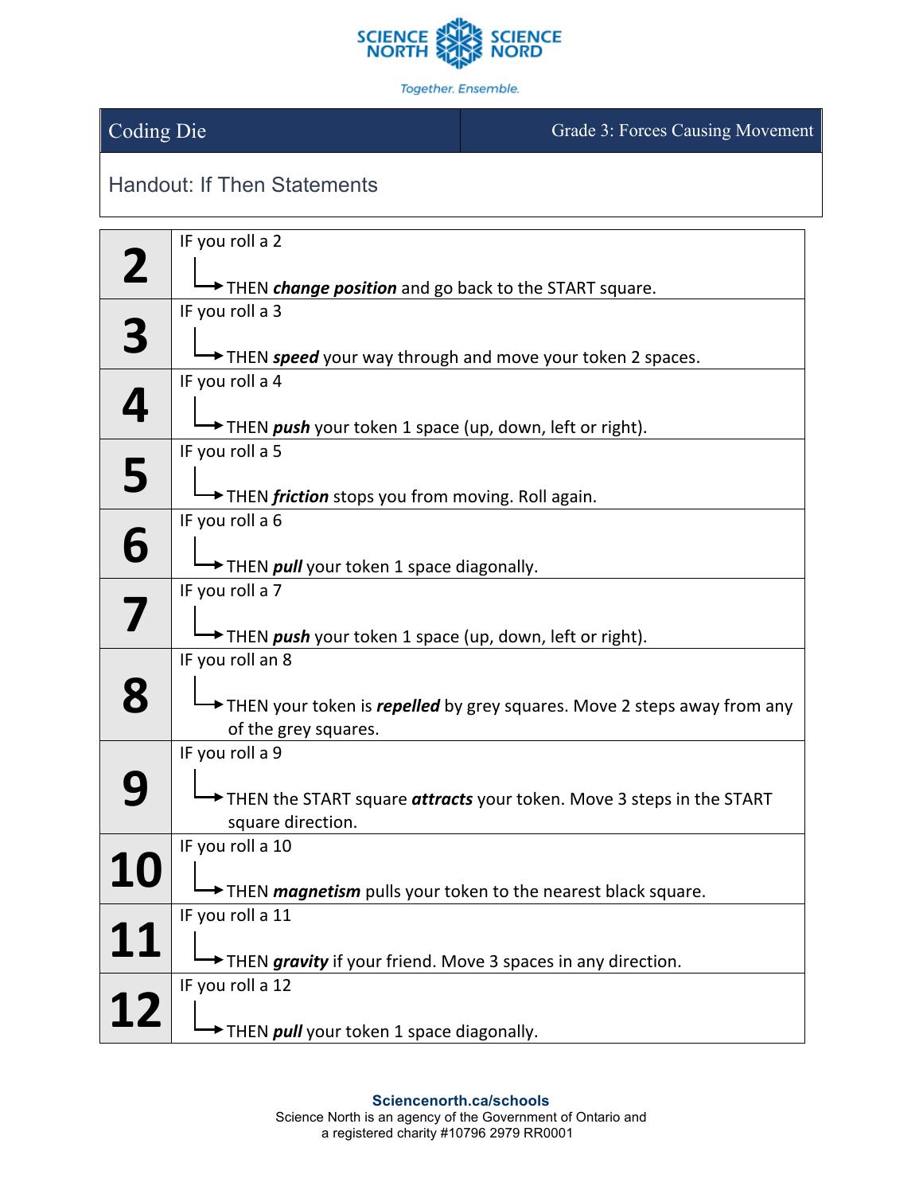SCIENCE NORTH SCIENCE NORD

*Together. Ensemble.*

| Coding Die | Grade 3: Forces Causing Movement |
|---|---|

## Handout: If Then Statements

| | |
|---|---|
| **2** | IF you roll a 2<br>→ THEN ***change position*** and go back to the START square. |
| **3** | IF you roll a 3<br>→ THEN ***speed*** your way through and move your token 2 spaces. |
| **4** | IF you roll a 4<br>→ THEN ***push*** your token 1 space (up, down, left or right). |
| **5** | IF you roll a 5<br>→ THEN ***friction*** stops you from moving. Roll again. |
| **6** | IF you roll a 6<br>→ THEN ***pull*** your token 1 space diagonally. |
| **7** | IF you roll a 7<br>→ THEN ***push*** your token 1 space (up, down, left or right). |
| **8** | IF you roll an 8<br>→ THEN your token is ***repelled*** by grey squares. Move 2 steps away from any of the grey squares. |
| **9** | IF you roll a 9<br>→ THEN the START square ***attracts*** your token. Move 3 steps in the START square direction. |
| **10** | IF you roll a 10<br>→ THEN ***magnetism*** pulls your token to the nearest black square. |
| **11** | IF you roll a 11<br>→ THEN ***gravity*** if your friend. Move 3 spaces in any direction. |
| **12** | IF you roll a 12<br>→ THEN ***pull*** your token 1 space diagonally. |

**Sciencenorth.ca/schools**
Science North is an agency of the Government of Ontario and
a registered charity #10796 2979 RR0001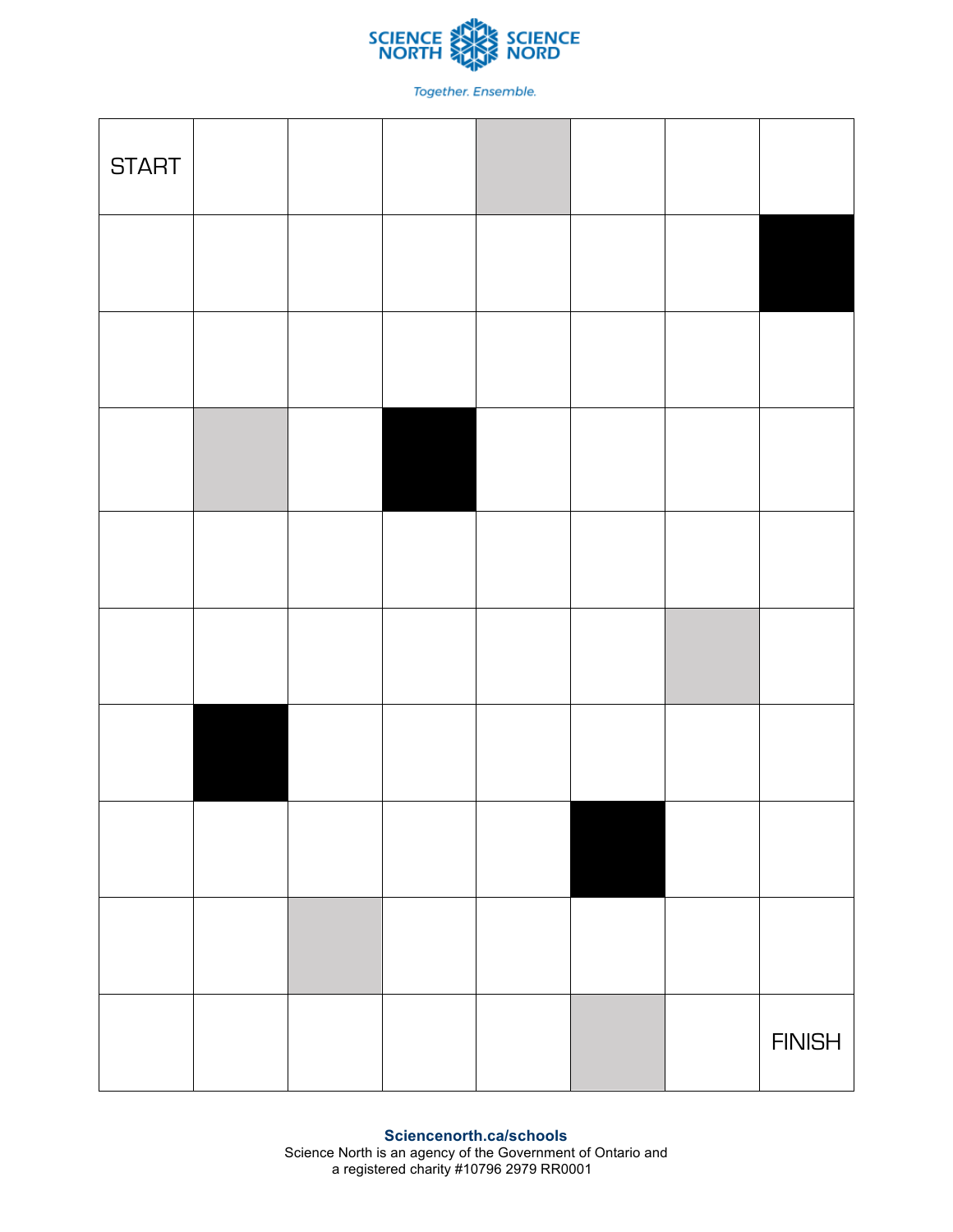| | | | | | | | |
|---|---|---|---|---|---|---|---|
| START | | | | | | | |
| | | | | | | | |
| | | | | | | | |
| | | | | | | | |
| | | | | | | | |
| | | | | | | | |
| | | | | | | | |
| | | | | | | | |
| | | | | | | | |
| | | | | | | | FINISH |

**Sciencenorth.ca/schools**
Science North is an agency of the Government of Ontario and a registered charity #10796 2979 RR0001